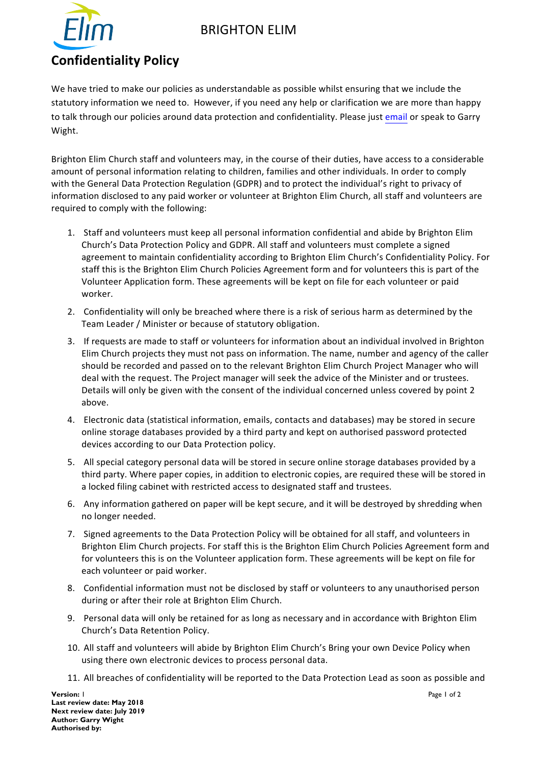BRIGHTON ELIM

# Confidentiality Policy

We have tried to make our policies as understandable as possible whilst ensuring that we include the statutory information we need to. However, if you need any help or clarification we are more than happy to talk through our policies around data protection and confidentiality. Please just email or speak to Garry Wight.

Brighton Elim Church staff and volunteers may, in the course of their duties, have access to a considerable amount of personal information relating to children, families and other individuals. In order to comply with the General Data Protection Regulation (GDPR) and to protect the individual's right to privacy of information disclosed to any paid worker or volunteer at Brighton Elim Church, all staff and volunteers are required to comply with the following:

1. Staff and volunteers must keep all personal information confidential and abide by Brighton Elim Church's Data Protection Policy and GDPR. All staff and volunteers must complete a signed agreement to maintain confidentiality according to Brighton Elim Church's Confidentiality Policy. For staff this is the Brighton Elim Church Policies Agreement form and for volunteers this is part of the Volunteer Application form. These agreements will be kept on file for each volunteer or paid worker.
2. Confidentiality will only be breached where there is a risk of serious harm as determined by the Team Leader / Minister or because of statutory obligation.
3. If requests are made to staff or volunteers for information about an individual involved in Brighton Elim Church projects they must not pass on information. The name, number and agency of the caller should be recorded and passed on to the relevant Brighton Elim Church Project Manager who will deal with the request. The Project manager will seek the advice of the Minister and or trustees. Details will only be given with the consent of the individual concerned unless covered by point 2 above.
4. Electronic data (statistical information, emails, contacts and databases) may be stored in secure online storage databases provided by a third party and kept on authorised password protected devices according to our Data Protection policy.
5. All special category personal data will be stored in secure online storage databases provided by a third party. Where paper copies, in addition to electronic copies, are required these will be stored in a locked filing cabinet with restricted access to designated staff and trustees.
6. Any information gathered on paper will be kept secure, and it will be destroyed by shredding when no longer needed.
7. Signed agreements to the Data Protection Policy will be obtained for all staff, and volunteers in Brighton Elim Church projects. For staff this is the Brighton Elim Church Policies Agreement form and for volunteers this is on the Volunteer application form. These agreements will be kept on file for each volunteer or paid worker.
8. Confidential information must not be disclosed by staff or volunteers to any unauthorised person during or after their role at Brighton Elim Church.
9. Personal data will only be retained for as long as necessary and in accordance with Brighton Elim Church's Data Retention Policy.
10. All staff and volunteers will abide by Brighton Elim Church's Bring your own Device Policy when using there own electronic devices to process personal data.
11. All breaches of confidentiality will be reported to the Data Protection Lead as soon as possible and

**Version:** 1
**Last review date: May 2018**
**Next review date: July 2019**
**Author: Garry Wight**
**Authorised by:**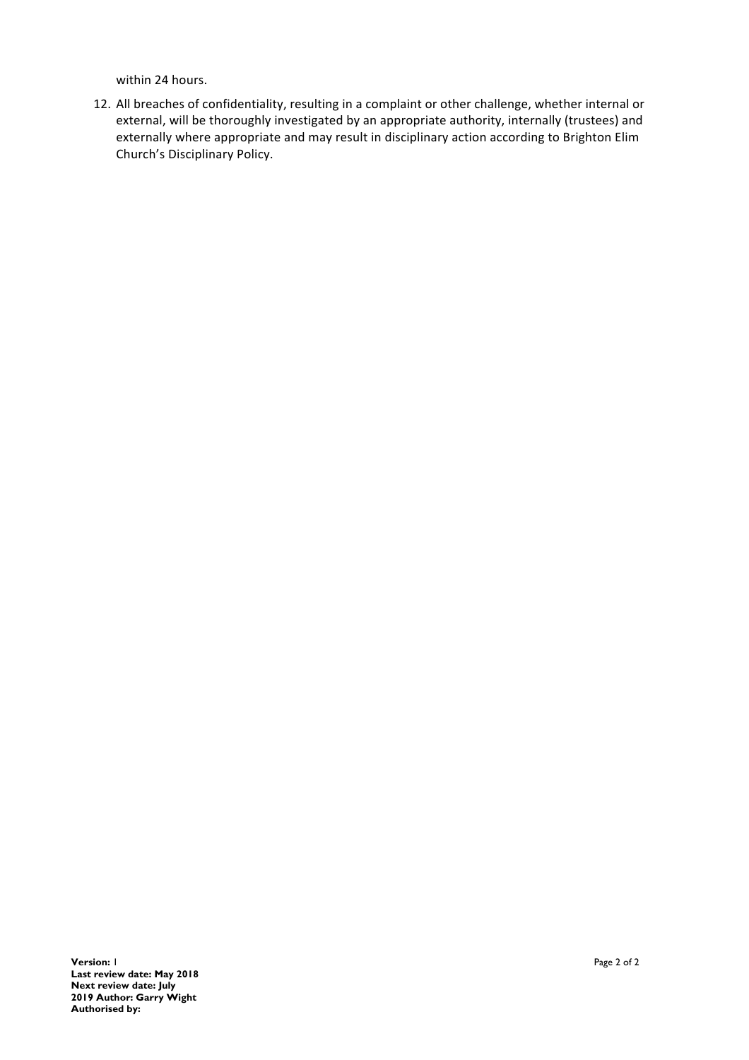within 24 hours.

12. All breaches of confidentiality, resulting in a complaint or other challenge, whether internal or external, will be thoroughly investigated by an appropriate authority, internally (trustees) and externally where appropriate and may result in disciplinary action according to Brighton Elim Church's Disciplinary Policy.

**Version:** 1
**Last review date: May 2018**
**Next review date: July 2019 Author: Garry Wight**
**Authorised by:**